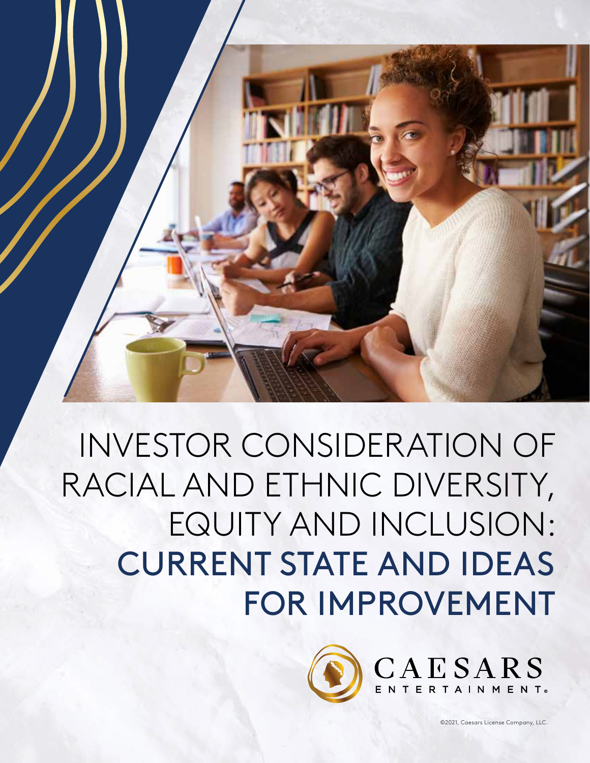# INVESTOR CONSIDERATION OF RACIAL AND ETHNIC DIVERSITY, EQUITY AND INCLUSION: CURRENT STATE AND IDEAS FOR IMPROVEMENT

CAESARS ENTERTAINMENT®

©2021, Caesars License Company, LLC.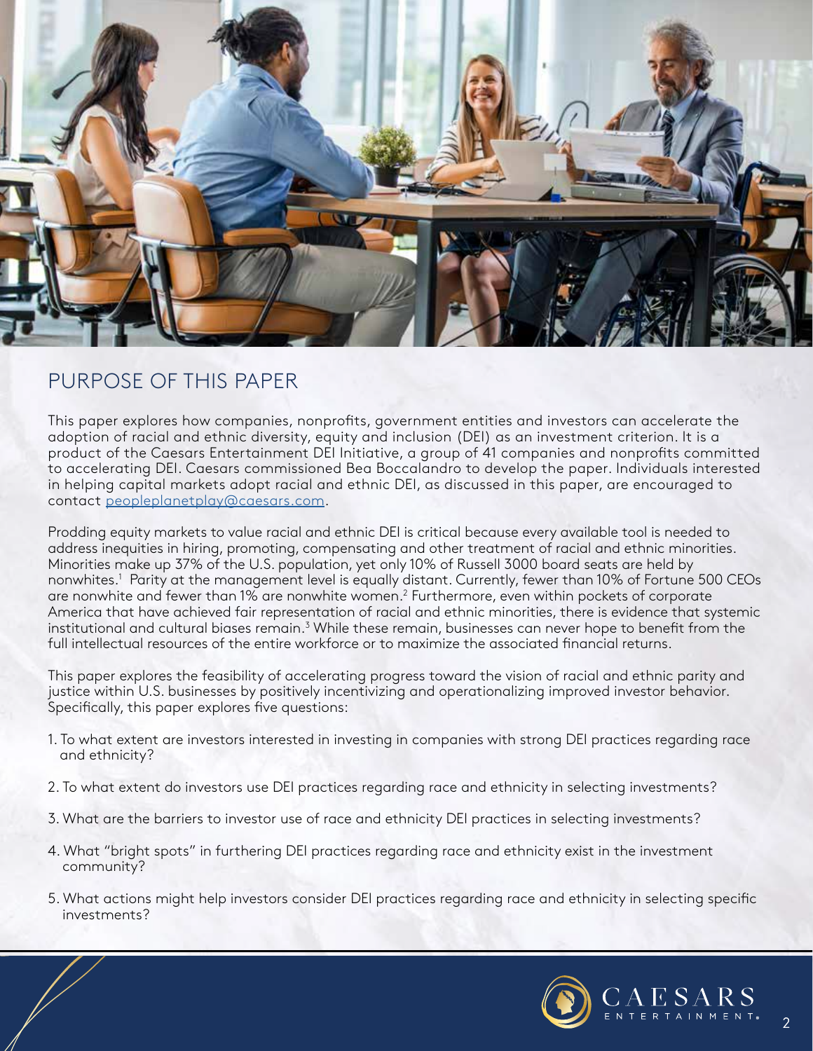## PURPOSE OF THIS PAPER

This paper explores how companies, nonprofits, government entities and investors can accelerate the adoption of racial and ethnic diversity, equity and inclusion (DEI) as an investment criterion. It is a product of the Caesars Entertainment DEI Initiative, a group of 41 companies and nonprofits committed to accelerating DEI. Caesars commissioned Bea Boccalandro to develop the paper. Individuals interested in helping capital markets adopt racial and ethnic DEI, as discussed in this paper, are encouraged to contact peopleplanetplay@caesars.com.

Prodding equity markets to value racial and ethnic DEI is critical because every available tool is needed to address inequities in hiring, promoting, compensating and other treatment of racial and ethnic minorities. Minorities make up 37% of the U.S. population, yet only 10% of Russell 3000 board seats are held by nonwhites.[1] Parity at the management level is equally distant. Currently, fewer than 10% of Fortune 500 CEOs are nonwhite and fewer than 1% are nonwhite women.[2] Furthermore, even within pockets of corporate America that have achieved fair representation of racial and ethnic minorities, there is evidence that systemic institutional and cultural biases remain.[3] While these remain, businesses can never hope to benefit from the full intellectual resources of the entire workforce or to maximize the associated financial returns.

This paper explores the feasibility of accelerating progress toward the vision of racial and ethnic parity and justice within U.S. businesses by positively incentivizing and operationalizing improved investor behavior. Specifically, this paper explores five questions:

1. To what extent are investors interested in investing in companies with strong DEI practices regarding race and ethnicity?
2. To what extent do investors use DEI practices regarding race and ethnicity in selecting investments?
3. What are the barriers to investor use of race and ethnicity DEI practices in selecting investments?
4. What "bright spots" in furthering DEI practices regarding race and ethnicity exist in the investment community?
5. What actions might help investors consider DEI practices regarding race and ethnicity in selecting specific investments?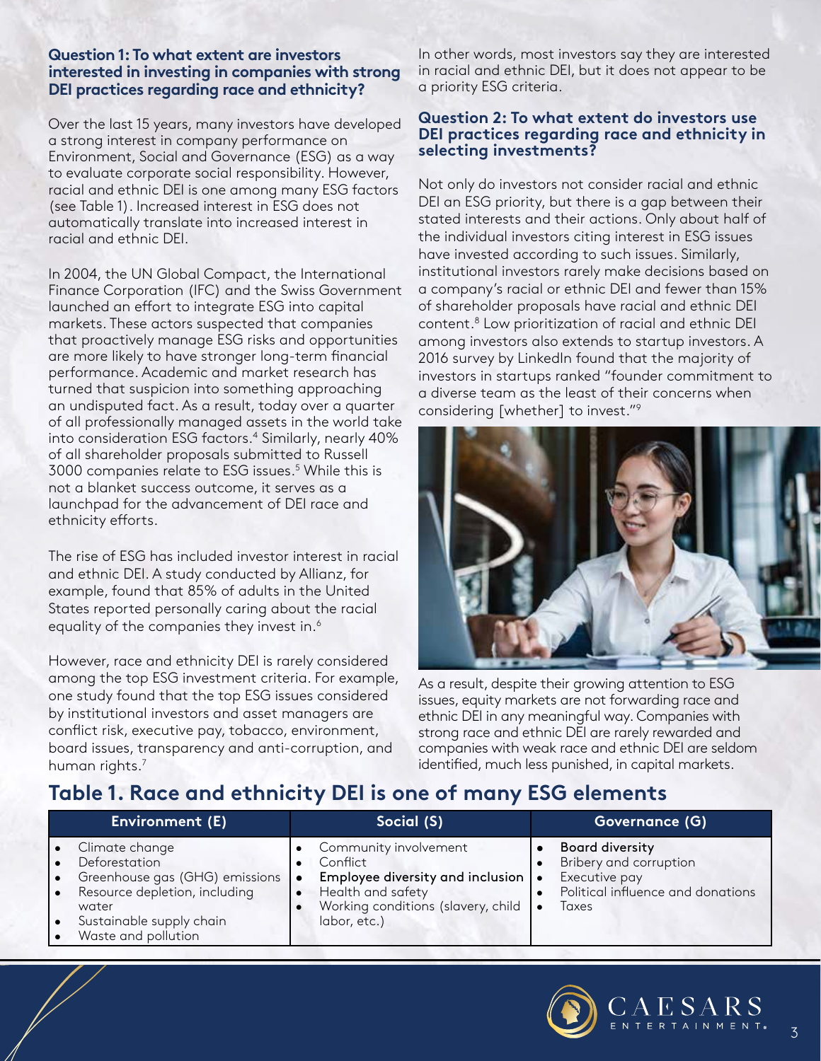### Question 1: To what extent are investors interested in investing in companies with strong DEI practices regarding race and ethnicity?

Over the last 15 years, many investors have developed a strong interest in company performance on Environment, Social and Governance (ESG) as a way to evaluate corporate social responsibility. However, racial and ethnic DEI is one among many ESG factors (see Table 1). Increased interest in ESG does not automatically translate into increased interest in racial and ethnic DEI.

In 2004, the UN Global Compact, the International Finance Corporation (IFC) and the Swiss Government launched an effort to integrate ESG into capital markets. These actors suspected that companies that proactively manage ESG risks and opportunities are more likely to have stronger long-term financial performance. Academic and market research has turned that suspicion into something approaching an undisputed fact. As a result, today over a quarter of all professionally managed assets in the world take into consideration ESG factors.[4] Similarly, nearly 40% of all shareholder proposals submitted to Russell 3000 companies relate to ESG issues.[5] While this is not a blanket success outcome, it serves as a launchpad for the advancement of DEI race and ethnicity efforts.

The rise of ESG has included investor interest in racial and ethnic DEI. A study conducted by Allianz, for example, found that 85% of adults in the United States reported personally caring about the racial equality of the companies they invest in.[6]

However, race and ethnicity DEI is rarely considered among the top ESG investment criteria. For example, one study found that the top ESG issues considered by institutional investors and asset managers are conflict risk, executive pay, tobacco, environment, board issues, transparency and anti-corruption, and human rights.[7]

In other words, most investors say they are interested in racial and ethnic DEI, but it does not appear to be a priority ESG criteria.

### Question 2: To what extent do investors use DEI practices regarding race and ethnicity in selecting investments?

Not only do investors not consider racial and ethnic DEI an ESG priority, but there is a gap between their stated interests and their actions. Only about half of the individual investors citing interest in ESG issues have invested according to such issues. Similarly, institutional investors rarely make decisions based on a company's racial or ethnic DEI and fewer than 15% of shareholder proposals have racial and ethnic DEI content.[8] Low prioritization of racial and ethnic DEI among investors also extends to startup investors. A 2016 survey by LinkedIn found that the majority of investors in startups ranked "founder commitment to a diverse team as the least of their concerns when considering [whether] to invest."[9]

As a result, despite their growing attention to ESG issues, equity markets are not forwarding race and ethnic DEI in any meaningful way. Companies with strong race and ethnic DEI are rarely rewarded and companies with weak race and ethnic DEI are seldom identified, much less punished, in capital markets.

## Table 1. Race and ethnicity DEI is one of many ESG elements

| Environment (E) | Social (S) | Governance (G) |
|---|---|---|
| • Climate change<br>• Deforestation<br>• Greenhouse gas (GHG) emissions<br>• Resource depletion, including water<br>• Sustainable supply chain<br>• Waste and pollution | • Community involvement<br>• Conflict<br>• **Employee diversity and inclusion**<br>• Health and safety<br>• Working conditions (slavery, child labor, etc.) | • **Board diversity**<br>• Bribery and corruption<br>• Executive pay<br>• Political influence and donations<br>• Taxes |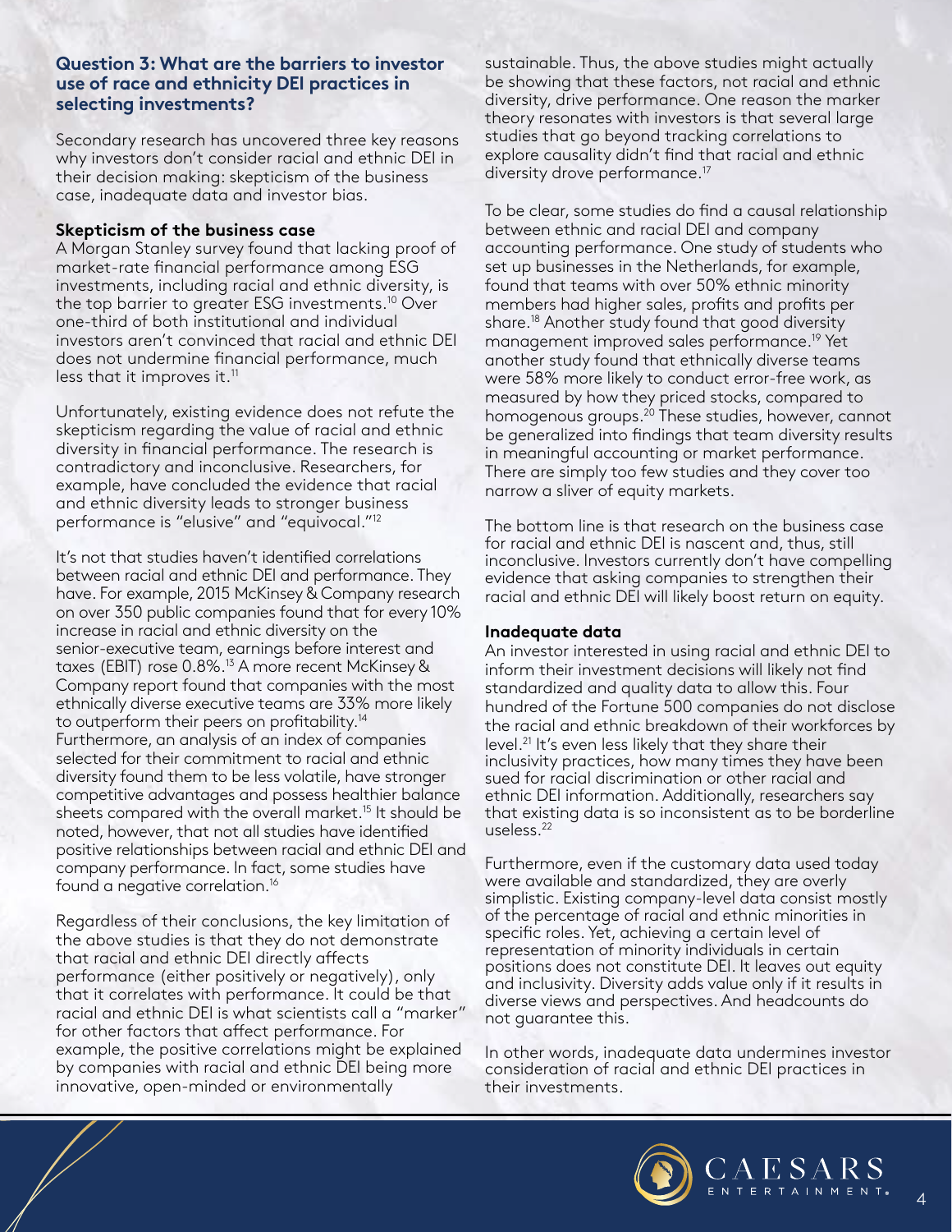### Question 3: What are the barriers to investor use of race and ethnicity DEI practices in selecting investments?

Secondary research has uncovered three key reasons why investors don't consider racial and ethnic DEI in their decision making: skepticism of the business case, inadequate data and investor bias.

**Skepticism of the business case**

A Morgan Stanley survey found that lacking proof of market-rate financial performance among ESG investments, including racial and ethnic diversity, is the top barrier to greater ESG investments.[10] Over one-third of both institutional and individual investors aren't convinced that racial and ethnic DEI does not undermine financial performance, much less that it improves it.[11]

Unfortunately, existing evidence does not refute the skepticism regarding the value of racial and ethnic diversity in financial performance. The research is contradictory and inconclusive. Researchers, for example, have concluded the evidence that racial and ethnic diversity leads to stronger business performance is "elusive" and "equivocal."[12]

It's not that studies haven't identified correlations between racial and ethnic DEI and performance. They have. For example, 2015 McKinsey & Company research on over 350 public companies found that for every 10% increase in racial and ethnic diversity on the senior-executive team, earnings before interest and taxes (EBIT) rose 0.8%.[13] A more recent McKinsey & Company report found that companies with the most ethnically diverse executive teams are 33% more likely to outperform their peers on profitability.[14] Furthermore, an analysis of an index of companies selected for their commitment to racial and ethnic diversity found them to be less volatile, have stronger competitive advantages and possess healthier balance sheets compared with the overall market.[15] It should be noted, however, that not all studies have identified positive relationships between racial and ethnic DEI and company performance. In fact, some studies have found a negative correlation.[16]

Regardless of their conclusions, the key limitation of the above studies is that they do not demonstrate that racial and ethnic DEI directly affects performance (either positively or negatively), only that it correlates with performance. It could be that racial and ethnic DEI is what scientists call a "marker" for other factors that affect performance. For example, the positive correlations might be explained by companies with racial and ethnic DEI being more innovative, open-minded or environmentally sustainable. Thus, the above studies might actually be showing that these factors, not racial and ethnic diversity, drive performance. One reason the marker theory resonates with investors is that several large studies that go beyond tracking correlations to explore causality didn't find that racial and ethnic diversity drove performance.[17]

To be clear, some studies do find a causal relationship between ethnic and racial DEI and company accounting performance. One study of students who set up businesses in the Netherlands, for example, found that teams with over 50% ethnic minority members had higher sales, profits and profits per share.[18] Another study found that good diversity management improved sales performance.[19] Yet another study found that ethnically diverse teams were 58% more likely to conduct error-free work, as measured by how they priced stocks, compared to homogenous groups.[20] These studies, however, cannot be generalized into findings that team diversity results in meaningful accounting or market performance. There are simply too few studies and they cover too narrow a sliver of equity markets.

The bottom line is that research on the business case for racial and ethnic DEI is nascent and, thus, still inconclusive. Investors currently don't have compelling evidence that asking companies to strengthen their racial and ethnic DEI will likely boost return on equity.

**Inadequate data**

An investor interested in using racial and ethnic DEI to inform their investment decisions will likely not find standardized and quality data to allow this. Four hundred of the Fortune 500 companies do not disclose the racial and ethnic breakdown of their workforces by level.[21] It's even less likely that they share their inclusivity practices, how many times they have been sued for racial discrimination or other racial and ethnic DEI information. Additionally, researchers say that existing data is so inconsistent as to be borderline useless.[22]

Furthermore, even if the customary data used today were available and standardized, they are overly simplistic. Existing company-level data consist mostly of the percentage of racial and ethnic minorities in specific roles. Yet, achieving a certain level of representation of minority individuals in certain positions does not constitute DEI. It leaves out equity and inclusivity. Diversity adds value only if it results in diverse views and perspectives. And headcounts do not guarantee this.

In other words, inadequate data undermines investor consideration of racial and ethnic DEI practices in their investments.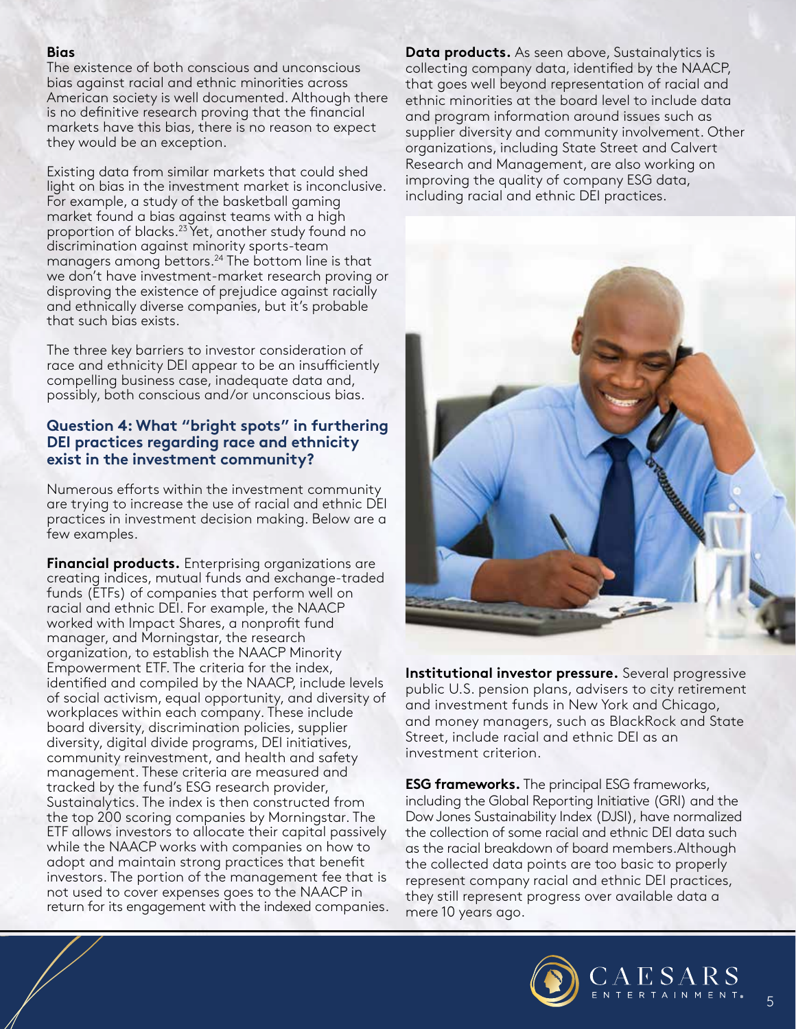### Bias

The existence of both conscious and unconscious bias against racial and ethnic minorities across American society is well documented. Although there is no definitive research proving that the financial markets have this bias, there is no reason to expect they would be an exception.

Existing data from similar markets that could shed light on bias in the investment market is inconclusive. For example, a study of the basketball gaming market found a bias against teams with a high proportion of blacks.[23] Yet, another study found no discrimination against minority sports-team managers among bettors.[24] The bottom line is that we don't have investment-market research proving or disproving the existence of prejudice against racially and ethnically diverse companies, but it's probable that such bias exists.

The three key barriers to investor consideration of race and ethnicity DEI appear to be an insufficiently compelling business case, inadequate data and, possibly, both conscious and/or unconscious bias.

### Question 4: What "bright spots" in furthering DEI practices regarding race and ethnicity exist in the investment community?

Numerous efforts within the investment community are trying to increase the use of racial and ethnic DEI practices in investment decision making. Below are a few examples.

**Financial products.** Enterprising organizations are creating indices, mutual funds and exchange-traded funds (ETFs) of companies that perform well on racial and ethnic DEI. For example, the NAACP worked with Impact Shares, a nonprofit fund manager, and Morningstar, the research organization, to establish the NAACP Minority Empowerment ETF. The criteria for the index, identified and compiled by the NAACP, include levels of social activism, equal opportunity, and diversity of workplaces within each company. These include board diversity, discrimination policies, supplier diversity, digital divide programs, DEI initiatives, community reinvestment, and health and safety management. These criteria are measured and tracked by the fund's ESG research provider, Sustainalytics. The index is then constructed from the top 200 scoring companies by Morningstar. The ETF allows investors to allocate their capital passively while the NAACP works with companies on how to adopt and maintain strong practices that benefit investors. The portion of the management fee that is not used to cover expenses goes to the NAACP in return for its engagement with the indexed companies.

**Data products.** As seen above, Sustainalytics is collecting company data, identified by the NAACP, that goes well beyond representation of racial and ethnic minorities at the board level to include data and program information around issues such as supplier diversity and community involvement. Other organizations, including State Street and Calvert Research and Management, are also working on improving the quality of company ESG data, including racial and ethnic DEI practices.

**Institutional investor pressure.** Several progressive public U.S. pension plans, advisers to city retirement and investment funds in New York and Chicago, and money managers, such as BlackRock and State Street, include racial and ethnic DEI as an investment criterion.

**ESG frameworks.** The principal ESG frameworks, including the Global Reporting Initiative (GRI) and the Dow Jones Sustainability Index (DJSI), have normalized the collection of some racial and ethnic DEI data such as the racial breakdown of board members.Although the collected data points are too basic to properly represent company racial and ethnic DEI practices, they still represent progress over available data a mere 10 years ago.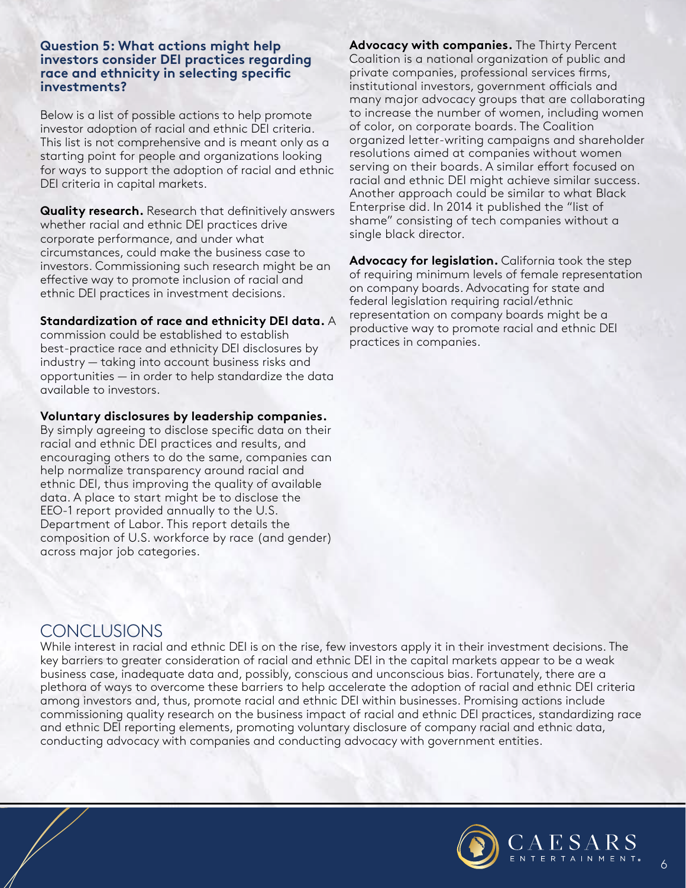### Question 5: What actions might help investors consider DEI practices regarding race and ethnicity in selecting specific investments?

Below is a list of possible actions to help promote investor adoption of racial and ethnic DEI criteria. This list is not comprehensive and is meant only as a starting point for people and organizations looking for ways to support the adoption of racial and ethnic DEI criteria in capital markets.

**Quality research.** Research that definitively answers whether racial and ethnic DEI practices drive corporate performance, and under what circumstances, could make the business case to investors. Commissioning such research might be an effective way to promote inclusion of racial and ethnic DEI practices in investment decisions.

**Standardization of race and ethnicity DEI data.** A commission could be established to establish best-practice race and ethnicity DEI disclosures by industry — taking into account business risks and opportunities — in order to help standardize the data available to investors.

**Voluntary disclosures by leadership companies.** By simply agreeing to disclose specific data on their racial and ethnic DEI practices and results, and encouraging others to do the same, companies can help normalize transparency around racial and ethnic DEI, thus improving the quality of available data. A place to start might be to disclose the EEO-1 report provided annually to the U.S. Department of Labor. This report details the composition of U.S. workforce by race (and gender) across major job categories.

**Advocacy with companies.** The Thirty Percent Coalition is a national organization of public and private companies, professional services firms, institutional investors, government officials and many major advocacy groups that are collaborating to increase the number of women, including women of color, on corporate boards. The Coalition organized letter-writing campaigns and shareholder resolutions aimed at companies without women serving on their boards. A similar effort focused on racial and ethnic DEI might achieve similar success. Another approach could be similar to what Black Enterprise did. In 2014 it published the "list of shame" consisting of tech companies without a single black director.

**Advocacy for legislation.** California took the step of requiring minimum levels of female representation on company boards. Advocating for state and federal legislation requiring racial/ethnic representation on company boards might be a productive way to promote racial and ethnic DEI practices in companies.

## CONCLUSIONS

While interest in racial and ethnic DEI is on the rise, few investors apply it in their investment decisions. The key barriers to greater consideration of racial and ethnic DEI in the capital markets appear to be a weak business case, inadequate data and, possibly, conscious and unconscious bias. Fortunately, there are a plethora of ways to overcome these barriers to help accelerate the adoption of racial and ethnic DEI criteria among investors and, thus, promote racial and ethnic DEI within businesses. Promising actions include commissioning quality research on the business impact of racial and ethnic DEI practices, standardizing race and ethnic DEI reporting elements, promoting voluntary disclosure of company racial and ethnic data, conducting advocacy with companies and conducting advocacy with government entities.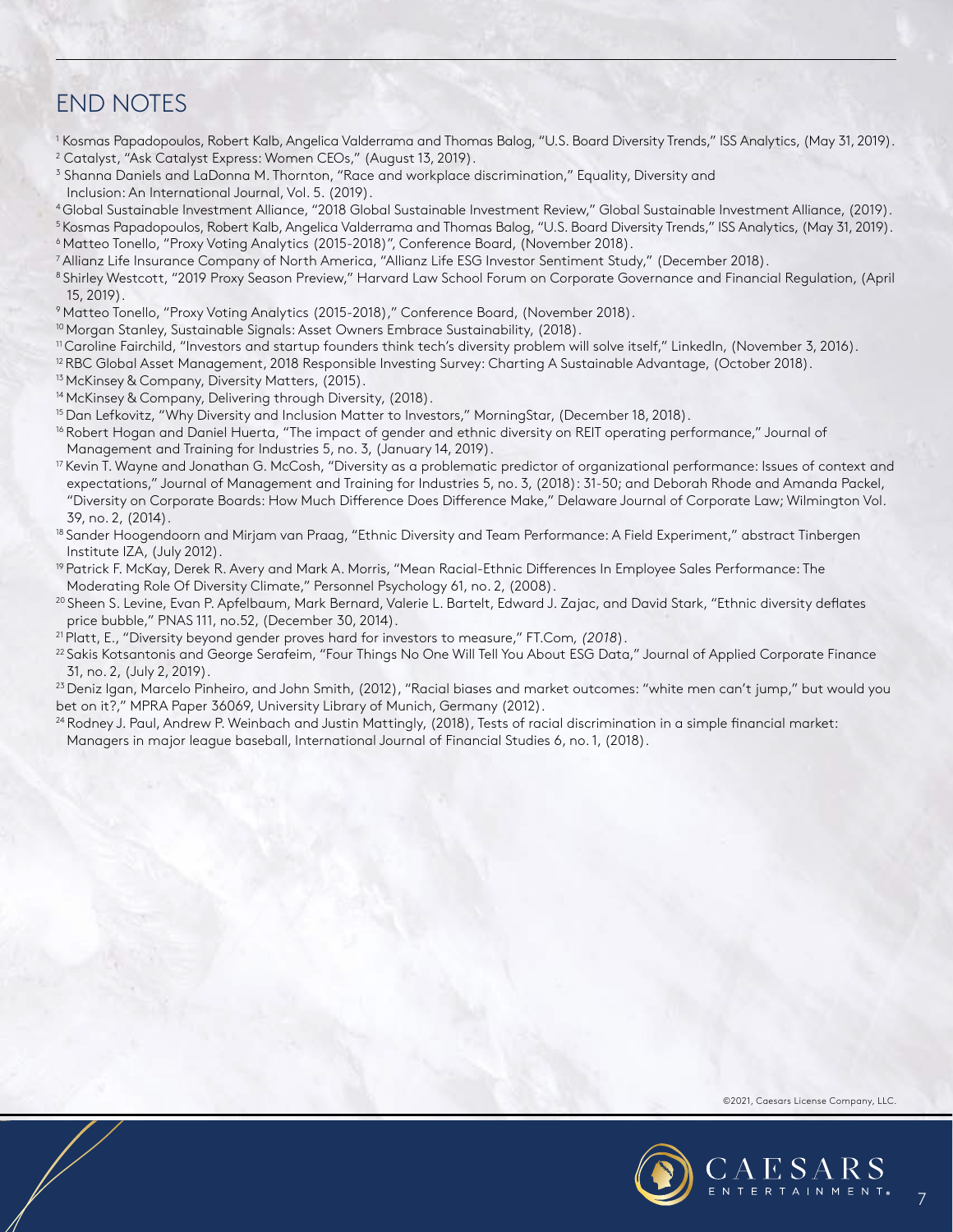# END NOTES

[1] Kosmas Papadopoulos, Robert Kalb, Angelica Valderrama and Thomas Balog, "U.S. Board Diversity Trends," ISS Analytics, (May 31, 2019).

[2] Catalyst, "Ask Catalyst Express: Women CEOs," (August 13, 2019).

[3] Shanna Daniels and LaDonna M. Thornton, "Race and workplace discrimination," Equality, Diversity and Inclusion: An International Journal, Vol. 5. (2019).

[4] Global Sustainable Investment Alliance, "2018 Global Sustainable Investment Review," Global Sustainable Investment Alliance, (2019).

[5] Kosmas Papadopoulos, Robert Kalb, Angelica Valderrama and Thomas Balog, "U.S. Board Diversity Trends," ISS Analytics, (May 31, 2019).

[6] Matteo Tonello, "Proxy Voting Analytics (2015-2018)", Conference Board, (November 2018).

[7] Allianz Life Insurance Company of North America, "Allianz Life ESG Investor Sentiment Study," (December 2018).

[8] Shirley Westcott, "2019 Proxy Season Preview," Harvard Law School Forum on Corporate Governance and Financial Regulation, (April 15, 2019).

[9] Matteo Tonello, "Proxy Voting Analytics (2015-2018)," Conference Board, (November 2018).

[10] Morgan Stanley, Sustainable Signals: Asset Owners Embrace Sustainability, (2018).

[11] Caroline Fairchild, "Investors and startup founders think tech's diversity problem will solve itself," LinkedIn, (November 3, 2016).

[12] RBC Global Asset Management, 2018 Responsible Investing Survey: Charting A Sustainable Advantage, (October 2018).

[13] McKinsey & Company, Diversity Matters, (2015).

[14] McKinsey & Company, Delivering through Diversity, (2018).

[15] Dan Lefkovitz, "Why Diversity and Inclusion Matter to Investors," MorningStar, (December 18, 2018).

[16] Robert Hogan and Daniel Huerta, "The impact of gender and ethnic diversity on REIT operating performance," Journal of Management and Training for Industries 5, no. 3, (January 14, 2019).

[17] Kevin T. Wayne and Jonathan G. McCosh, "Diversity as a problematic predictor of organizational performance: Issues of context and expectations," Journal of Management and Training for Industries 5, no. 3, (2018): 31-50; and Deborah Rhode and Amanda Packel, "Diversity on Corporate Boards: How Much Difference Does Difference Make," Delaware Journal of Corporate Law; Wilmington Vol. 39, no. 2, (2014).

[18] Sander Hoogendoorn and Mirjam van Praag, "Ethnic Diversity and Team Performance: A Field Experiment," abstract Tinbergen Institute IZA, (July 2012).

[19] Patrick F. McKay, Derek R. Avery and Mark A. Morris, "Mean Racial-Ethnic Differences In Employee Sales Performance: The Moderating Role Of Diversity Climate," Personnel Psychology 61, no. 2, (2008).

[20] Sheen S. Levine, Evan P. Apfelbaum, Mark Bernard, Valerie L. Bartelt, Edward J. Zajac, and David Stark, "Ethnic diversity deflates price bubble," PNAS 111, no.52, (December 30, 2014).

[21] Platt, E., "Diversity beyond gender proves hard for investors to measure," FT.Com, *(2018*).

[22] Sakis Kotsantonis and George Serafeim, "Four Things No One Will Tell You About ESG Data," Journal of Applied Corporate Finance 31, no. 2, (July 2, 2019).

[23] Deniz Igan, Marcelo Pinheiro, and John Smith, (2012), "Racial biases and market outcomes: "white men can't jump," but would you bet on it?," MPRA Paper 36069, University Library of Munich, Germany (2012).

[24] Rodney J. Paul, Andrew P. Weinbach and Justin Mattingly, (2018), Tests of racial discrimination in a simple financial market: Managers in major league baseball, International Journal of Financial Studies 6, no. 1, (2018).

©2021, Caesars License Company, LLC.